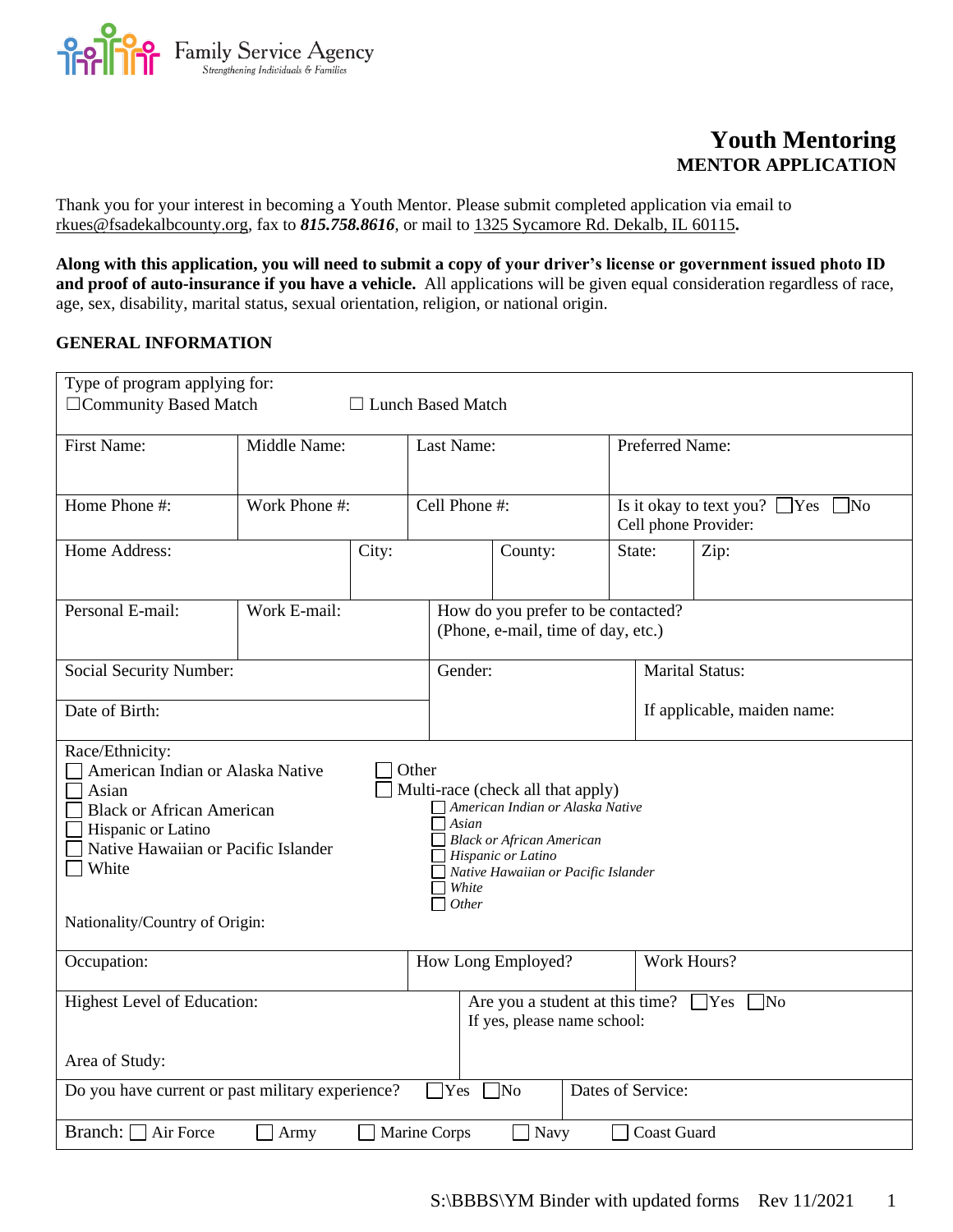Family Service Agency
*Strengthening Individuals & Families*

# Youth Mentoring
## MENTOR APPLICATION

Thank you for your interest in becoming a Youth Mentor. Please submit completed application via email to rkues@fsadekalbcounty.org, fax to ***815.758.8616***, or mail to 1325 Sycamore Rd. Dekalb, IL 60115**.**

**Along with this application, you will need to submit a copy of your driver's license or government issued photo ID and proof of auto-insurance if you have a vehicle.** All applications will be given equal consideration regardless of race, age, sex, disability, marital status, sexual orientation, religion, or national origin.

### GENERAL INFORMATION

| | | | |
|---|---|---|---|
| Type of program applying for: ☐ Community Based Match ☐ Lunch Based Match | | | |
| First Name: | Middle Name: | Last Name: | Preferred Name: |
| Home Phone #: | Work Phone #: | Cell Phone #: | Is it okay to text you? ☐ Yes ☐ No<br>Cell phone Provider: |
| Home Address: | City: | County: | State: / Zip: |
| Personal E-mail: | Work E-mail: | How do you prefer to be contacted? (Phone, e-mail, time of day, etc.) | |
| Social Security Number: | Gender: | Marital Status: | |
| Date of Birth: | | If applicable, maiden name: | |

Race/Ethnicity:

- ☐ American Indian or Alaska Native
- ☐ Asian
- ☐ Black or African American
- ☐ Hispanic or Latino
- ☐ Native Hawaiian or Pacific Islander
- ☐ White
- ☐ Other
- ☐ Multi-race (check all that apply)
  - ☐ *American Indian or Alaska Native*
  - ☐ *Asian*
  - ☐ *Black or African American*
  - ☐ *Hispanic or Latino*
  - ☐ *Native Hawaiian or Pacific Islander*
  - ☐ *White*
  - ☐ *Other*

Nationality/Country of Origin:

| | | |
|---|---|---|
| Occupation: | How Long Employed? | Work Hours? |
| Highest Level of Education:<br><br>Area of Study: | Are you a student at this time? ☐ Yes ☐ No<br>If yes, please name school: | |
| Do you have current or past military experience? ☐ Yes ☐ No | Dates of Service: | |
| Branch: ☐ Air Force ☐ Army ☐ Marine Corps ☐ Navy ☐ Coast Guard | | |

S:\BBBS\YM Binder with updated forms Rev 11/2021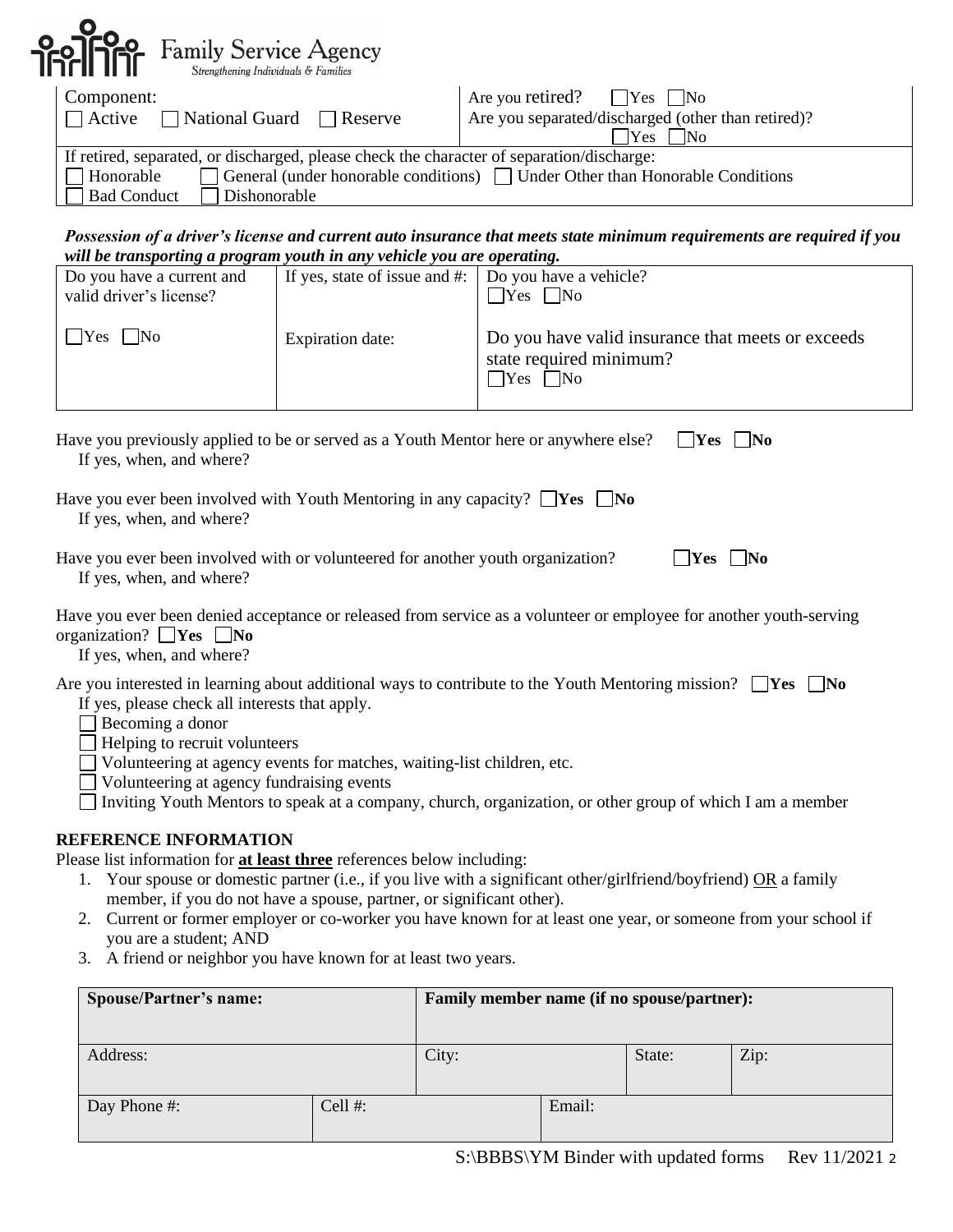Family Service Agency
Strengthening Individuals & Families

| Component: ☐ Active ☐ National Guard ☐ Reserve | Are you retired? ☐ Yes ☐ No<br>Are you separated/discharged (other than retired)? ☐ Yes ☐ No |
|---|---|
| If retired, separated, or discharged, please check the character of separation/discharge:<br>☐ Honorable ☐ General (under honorable conditions) ☐ Under Other than Honorable Conditions<br>☐ Bad Conduct ☐ Dishonorable | |

***Possession of a driver's license and current auto insurance that meets state minimum requirements are required if you will be transporting a program youth in any vehicle you are operating.***

| Do you have a current and valid driver's license? | If yes, state of issue and #: | Do you have a vehicle? ☐ Yes ☐ No |
|---|---|---|
| ☐ Yes ☐ No | Expiration date: | Do you have valid insurance that meets or exceeds state required minimum? ☐ Yes ☐ No |

Have you previously applied to be or served as a Youth Mentor here or anywhere else? ☐ **Yes** ☐ **No**
If yes, when, and where?

Have you ever been involved with Youth Mentoring in any capacity? ☐ **Yes** ☐ **No**
If yes, when, and where?

Have you ever been involved with or volunteered for another youth organization? ☐ **Yes** ☐ **No**
If yes, when, and where?

Have you ever been denied acceptance or released from service as a volunteer or employee for another youth-serving organization? ☐ **Yes** ☐ **No**
If yes, when, and where?

Are you interested in learning about additional ways to contribute to the Youth Mentoring mission? ☐ **Yes** ☐ **No**
If yes, please check all interests that apply.

- ☐ Becoming a donor
- ☐ Helping to recruit volunteers
- ☐ Volunteering at agency events for matches, waiting-list children, etc.
- ☐ Volunteering at agency fundraising events
- ☐ Inviting Youth Mentors to speak at a company, church, organization, or other group of which I am a member

**REFERENCE INFORMATION**

Please list information for **at least three** references below including:

1. Your spouse or domestic partner (i.e., if you live with a significant other/girlfriend/boyfriend) OR a family member, if you do not have a spouse, partner, or significant other).
2. Current or former employer or co-worker you have known for at least one year, or someone from your school if you are a student; AND
3. A friend or neighbor you have known for at least two years.

| **Spouse/Partner's name:** | | **Family member name (if no spouse/partner):** | | | |
|---|---|---|---|---|---|
| Address: | | City: | | State: | Zip: |
| Day Phone #: | Cell #: | | Email: | | |

S:\BBBS\YM Binder with updated forms Rev 11/2021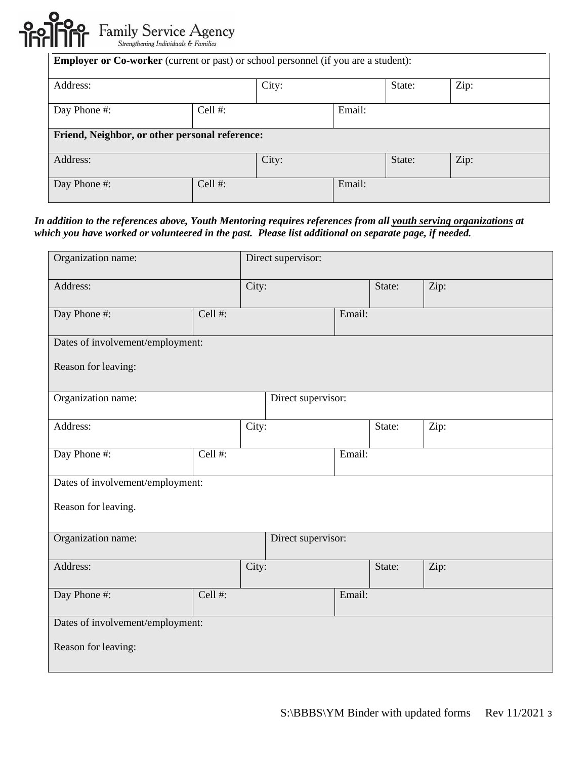| **Employer or Co-worker** (current or past) or school personnel (if you are a student): | | | | |
|---|---|---|---|---|
| Address: | | City: | State: | Zip: |
| Day Phone #: | Cell #: | | Email: | |
| **Friend, Neighbor, or other personal reference:** | | | | |
| Address: | | City: | State: | Zip: |
| Day Phone #: | Cell #: | | Email: | |

***In addition to the references above, Youth Mentoring requires references from all youth serving organizations at which you have worked or volunteered in the past. Please list additional on separate page, if needed.***

| Organization name: | | Direct supervisor: | | |
|---|---|---|---|---|
| Address: | | City: | State: | Zip: |
| Day Phone #: | Cell #: | | Email: | |
| Dates of involvement/employment:<br><br>Reason for leaving: | | | | |
| Organization name: | | Direct supervisor: | | |
| Address: | | City: | State: | Zip: |
| Day Phone #: | Cell #: | | Email: | |
| Dates of involvement/employment:<br><br>Reason for leaving. | | | | |
| Organization name: | | Direct supervisor: | | |
| Address: | | City: | State: | Zip: |
| Day Phone #: | Cell #: | | Email: | |
| Dates of involvement/employment:<br><br>Reason for leaving: | | | | |

S:\BBBS\YM Binder with updated forms Rev 11/2021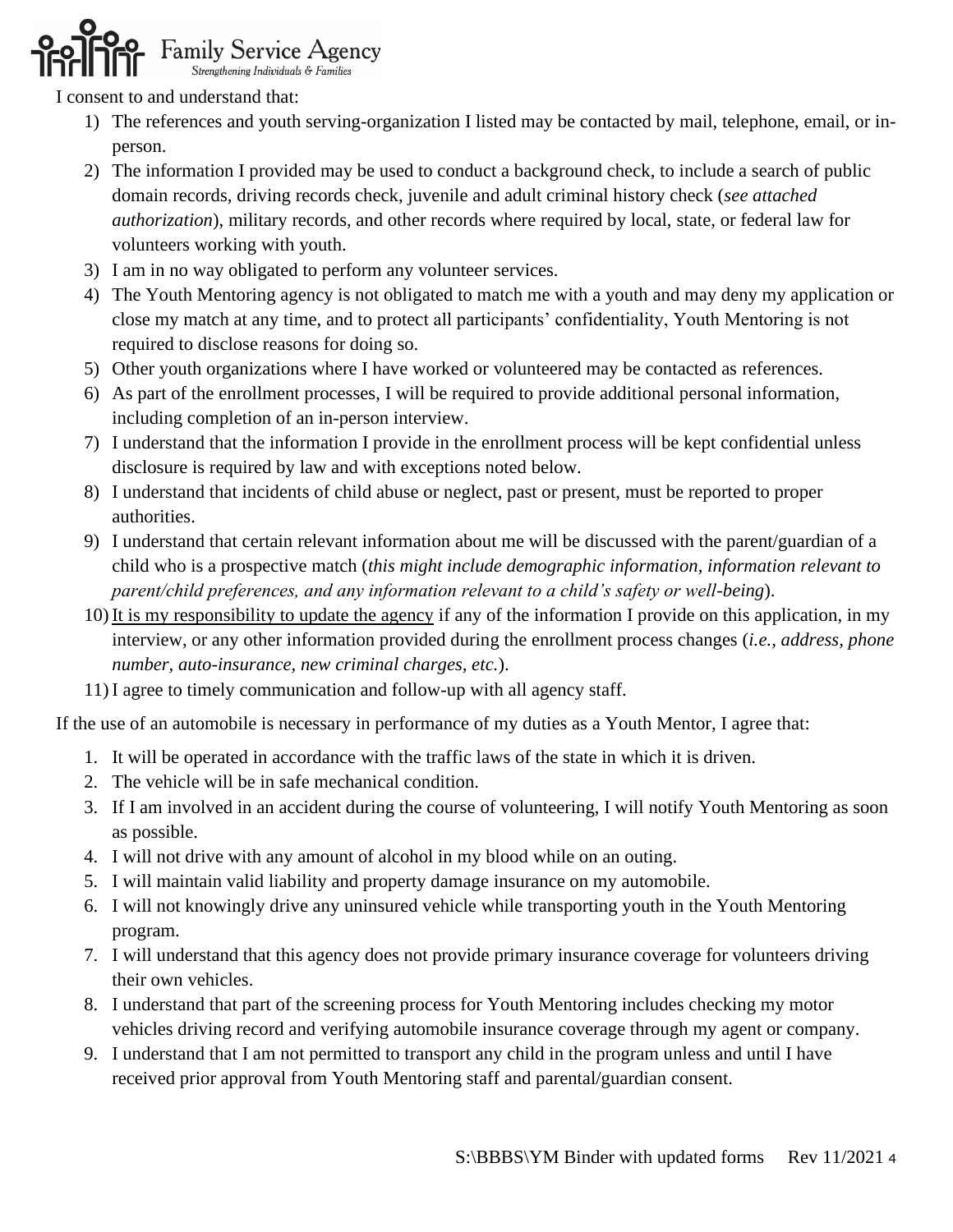Family Service Agency
*Strengthening Individuals & Families*

I consent to and understand that:

1) The references and youth serving-organization I listed may be contacted by mail, telephone, email, or in-person.
2) The information I provided may be used to conduct a background check, to include a search of public domain records, driving records check, juvenile and adult criminal history check (*see attached authorization*), military records, and other records where required by local, state, or federal law for volunteers working with youth.
3) I am in no way obligated to perform any volunteer services.
4) The Youth Mentoring agency is not obligated to match me with a youth and may deny my application or close my match at any time, and to protect all participants' confidentiality, Youth Mentoring is not required to disclose reasons for doing so.
5) Other youth organizations where I have worked or volunteered may be contacted as references.
6) As part of the enrollment processes, I will be required to provide additional personal information, including completion of an in-person interview.
7) I understand that the information I provide in the enrollment process will be kept confidential unless disclosure is required by law and with exceptions noted below.
8) I understand that incidents of child abuse or neglect, past or present, must be reported to proper authorities.
9) I understand that certain relevant information about me will be discussed with the parent/guardian of a child who is a prospective match (*this might include demographic information, information relevant to parent/child preferences, and any information relevant to a child's safety or well-being*).
10) <u>It is my responsibility to update the agency</u> if any of the information I provide on this application, in my interview, or any other information provided during the enrollment process changes (*i.e., address, phone number, auto-insurance, new criminal charges, etc.*).
11) I agree to timely communication and follow-up with all agency staff.

If the use of an automobile is necessary in performance of my duties as a Youth Mentor, I agree that:

1. It will be operated in accordance with the traffic laws of the state in which it is driven.
2. The vehicle will be in safe mechanical condition.
3. If I am involved in an accident during the course of volunteering, I will notify Youth Mentoring as soon as possible.
4. I will not drive with any amount of alcohol in my blood while on an outing.
5. I will maintain valid liability and property damage insurance on my automobile.
6. I will not knowingly drive any uninsured vehicle while transporting youth in the Youth Mentoring program.
7. I will understand that this agency does not provide primary insurance coverage for volunteers driving their own vehicles.
8. I understand that part of the screening process for Youth Mentoring includes checking my motor vehicles driving record and verifying automobile insurance coverage through my agent or company.
9. I understand that I am not permitted to transport any child in the program unless and until I have received prior approval from Youth Mentoring staff and parental/guardian consent.

S:\BBBS\YM Binder with updated forms Rev 11/2021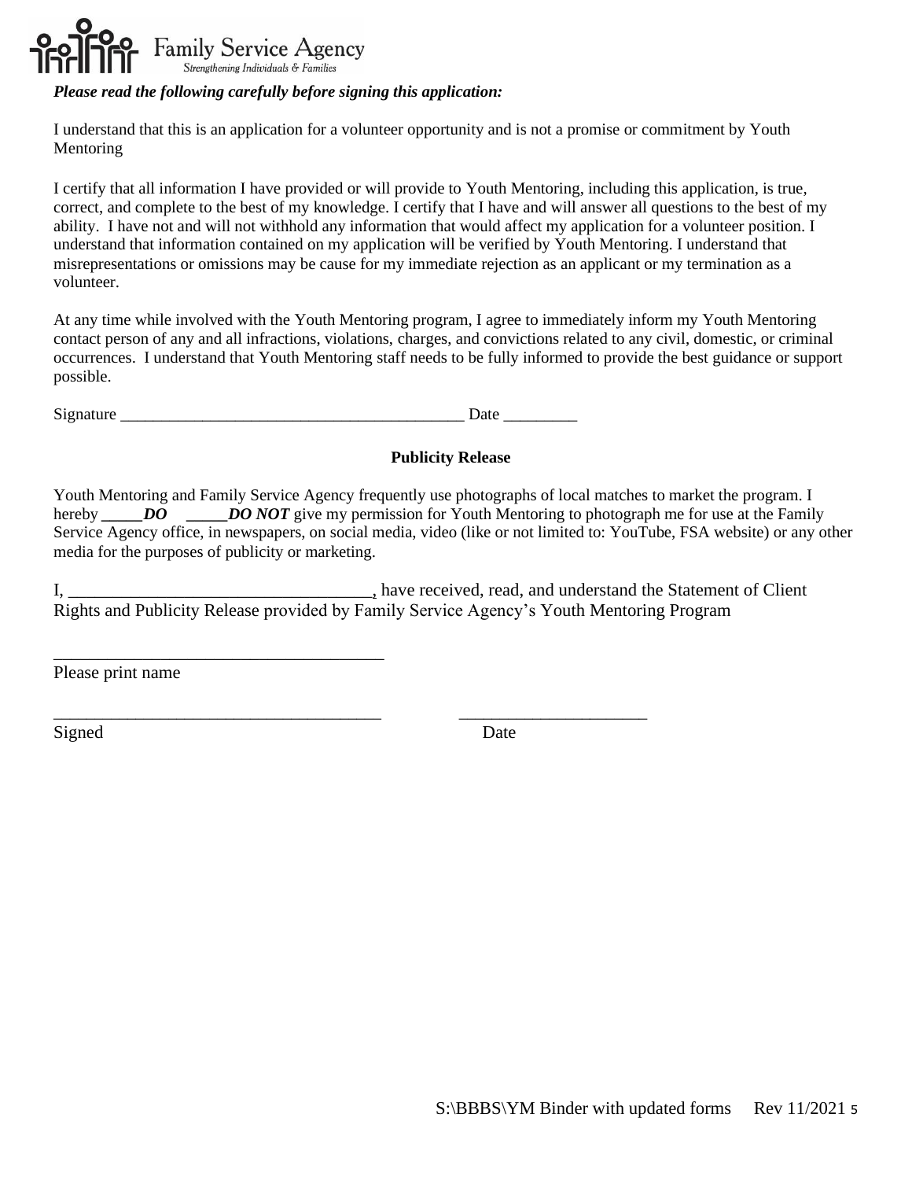Family Service Agency
Strengthening Individuals & Families

***Please read the following carefully before signing this application:***

I understand that this is an application for a volunteer opportunity and is not a promise or commitment by Youth Mentoring

I certify that all information I have provided or will provide to Youth Mentoring, including this application, is true, correct, and complete to the best of my knowledge. I certify that I have and will answer all questions to the best of my ability. I have not and will not withhold any information that would affect my application for a volunteer position. I understand that information contained on my application will be verified by Youth Mentoring. I understand that misrepresentations or omissions may be cause for my immediate rejection as an applicant or my termination as a volunteer.

At any time while involved with the Youth Mentoring program, I agree to immediately inform my Youth Mentoring contact person of any and all infractions, violations, charges, and convictions related to any civil, domestic, or criminal occurrences. I understand that Youth Mentoring staff needs to be fully informed to provide the best guidance or support possible.

Signature ___________________________________________ Date _________

**Publicity Release**

Youth Mentoring and Family Service Agency frequently use photographs of local matches to market the program. I hereby _____***DO*** _____***DO NOT*** give my permission for Youth Mentoring to photograph me for use at the Family Service Agency office, in newspapers, on social media, video (like or not limited to: YouTube, FSA website) or any other media for the purposes of publicity or marketing.

I, __________________________________, have received, read, and understand the Statement of Client Rights and Publicity Release provided by Family Service Agency's Youth Mentoring Program

______________________________________
Please print name

______________________________________ ______________________
Signed Date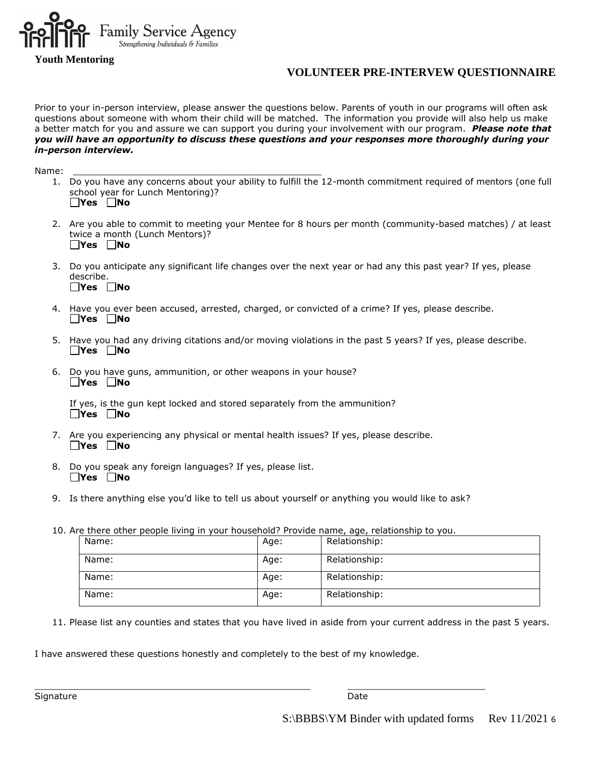Family Service Agency
*Strengthening Individuals & Families*

**Youth Mentoring**

# VOLUNTEER PRE-INTERVEW QUESTIONNAIRE

Prior to your in-person interview, please answer the questions below. Parents of youth in our programs will often ask questions about someone with whom their child will be matched. The information you provide will also help us make a better match for you and assure we can support you during your involvement with our program. ***Please note that you will have an opportunity to discuss these questions and your responses more thoroughly during your in-person interview.***

Name: ___________________________________________

1. Do you have any concerns about your ability to fulfill the 12-month commitment required of mentors (one full school year for Lunch Mentoring)?
   ☐**Yes** ☐**No**

2. Are you able to commit to meeting your Mentee for 8 hours per month (community-based matches) / at least twice a month (Lunch Mentors)?
   ☐**Yes** ☐**No**

3. Do you anticipate any significant life changes over the next year or had any this past year? If yes, please describe.
   ☐**Yes** ☐**No**

4. Have you ever been accused, arrested, charged, or convicted of a crime? If yes, please describe.
   ☐**Yes** ☐**No**

5. Have you had any driving citations and/or moving violations in the past 5 years? If yes, please describe.
   ☐**Yes** ☐**No**

6. Do you have guns, ammunition, or other weapons in your house?
   ☐**Yes** ☐**No**

   If yes, is the gun kept locked and stored separately from the ammunition?
   ☐**Yes** ☐**No**

7. Are you experiencing any physical or mental health issues? If yes, please describe.
   ☐**Yes** ☐**No**

8. Do you speak any foreign languages? If yes, please list.
   ☐**Yes** ☐**No**

9. Is there anything else you'd like to tell us about yourself or anything you would like to ask?

10. Are there other people living in your household? Provide name, age, relationship to you.

| Name: | Age: | Relationship: |
|---|---|---|
| Name: | Age: | Relationship: |
| Name: | Age: | Relationship: |
| Name: | Age: | Relationship: |

11. Please list any counties and states that you have lived in aside from your current address in the past 5 years.

I have answered these questions honestly and completely to the best of my knowledge.

_______________________________________________ &nbsp;&nbsp;&nbsp;&nbsp; ________________________

Signature &nbsp;&nbsp;&nbsp;&nbsp;&nbsp;&nbsp;&nbsp;&nbsp;&nbsp;&nbsp;&nbsp;&nbsp;&nbsp;&nbsp;&nbsp;&nbsp;&nbsp;&nbsp;&nbsp;&nbsp;&nbsp;&nbsp;&nbsp;&nbsp;&nbsp;&nbsp;&nbsp;&nbsp;&nbsp;&nbsp;&nbsp;&nbsp;&nbsp;&nbsp;&nbsp;&nbsp;&nbsp;&nbsp;&nbsp;&nbsp; Date

S:\BBBS\YM Binder with updated forms Rev 11/2021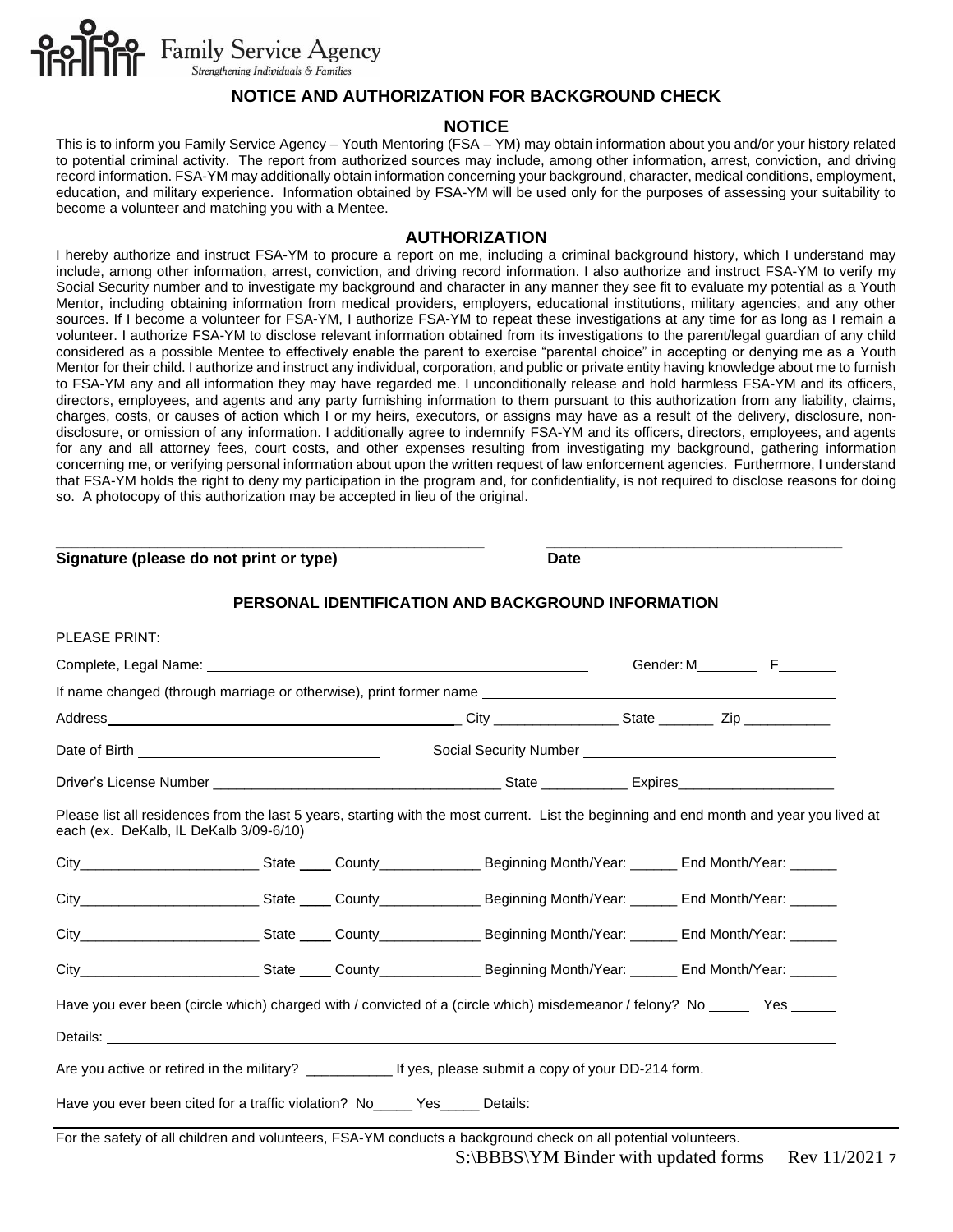Family Service Agency
*Strengthening Individuals & Families*

## NOTICE AND AUTHORIZATION FOR BACKGROUND CHECK

### NOTICE

This is to inform you Family Service Agency – Youth Mentoring (FSA – YM) may obtain information about you and/or your history related to potential criminal activity. The report from authorized sources may include, among other information, arrest, conviction, and driving record information. FSA-YM may additionally obtain information concerning your background, character, medical conditions, employment, education, and military experience. Information obtained by FSA-YM will be used only for the purposes of assessing your suitability to become a volunteer and matching you with a Mentee.

### AUTHORIZATION

I hereby authorize and instruct FSA-YM to procure a report on me, including a criminal background history, which I understand may include, among other information, arrest, conviction, and driving record information. I also authorize and instruct FSA-YM to verify my Social Security number and to investigate my background and character in any manner they see fit to evaluate my potential as a Youth Mentor, including obtaining information from medical providers, employers, educational institutions, military agencies, and any other sources. If I become a volunteer for FSA-YM, I authorize FSA-YM to repeat these investigations at any time for as long as I remain a volunteer. I authorize FSA-YM to disclose relevant information obtained from its investigations to the parent/legal guardian of any child considered as a possible Mentee to effectively enable the parent to exercise "parental choice" in accepting or denying me as a Youth Mentor for their child. I authorize and instruct any individual, corporation, and public or private entity having knowledge about me to furnish to FSA-YM any and all information they may have regarded me. I unconditionally release and hold harmless FSA-YM and its officers, directors, employees, and agents and any party furnishing information to them pursuant to this authorization from any liability, claims, charges, costs, or causes of action which I or my heirs, executors, or assigns may have as a result of the delivery, disclosure, non-disclosure, or omission of any information. I additionally agree to indemnify FSA-YM and its officers, directors, employees, and agents for any and all attorney fees, court costs, and other expenses resulting from investigating my background, gathering information concerning me, or verifying personal information about upon the written request of law enforcement agencies. Furthermore, I understand that FSA-YM holds the right to deny my participation in the program and, for confidentiality, is not required to disclose reasons for doing so. A photocopy of this authorization may be accepted in lieu of the original.

_______________________________________ _______________________________

**Signature (please do not print or type)** **Date**

### PERSONAL IDENTIFICATION AND BACKGROUND INFORMATION

PLEASE PRINT:

Complete, Legal Name: ______________________________ Gender: M________ F_______

If name changed (through marriage or otherwise), print former name ______________________________

Address______________________________ City ________________ State _______ Zip ___________

Date of Birth ______________________________ Social Security Number ______________________________

Driver's License Number ______________________________ State ___________ Expires____________________

Please list all residences from the last 5 years, starting with the most current. List the beginning and end month and year you lived at each (ex. DeKalb, IL DeKalb 3/09-6/10)

City_______________________ State ____ County_____________ Beginning Month/Year: ______ End Month/Year: ______

City_______________________ State ____ County_____________ Beginning Month/Year: ______ End Month/Year: ______

City_______________________ State ____ County_____________ Beginning Month/Year: ______ End Month/Year: ______

City_______________________ State ____ County_____________ Beginning Month/Year: ______ End Month/Year: ______

Have you ever been (circle which) charged with / convicted of a (circle which) misdemeanor / felony? No _____ Yes ______

Details: ______________________________________________________________________________

Are you active or retired in the military? ___________ If yes, please submit a copy of your DD-214 form.

Have you ever been cited for a traffic violation? No_____ Yes_____ Details: ______________________________

For the safety of all children and volunteers, FSA-YM conducts a background check on all potential volunteers.

S:\BBBS\YM Binder with updated forms Rev 11/2021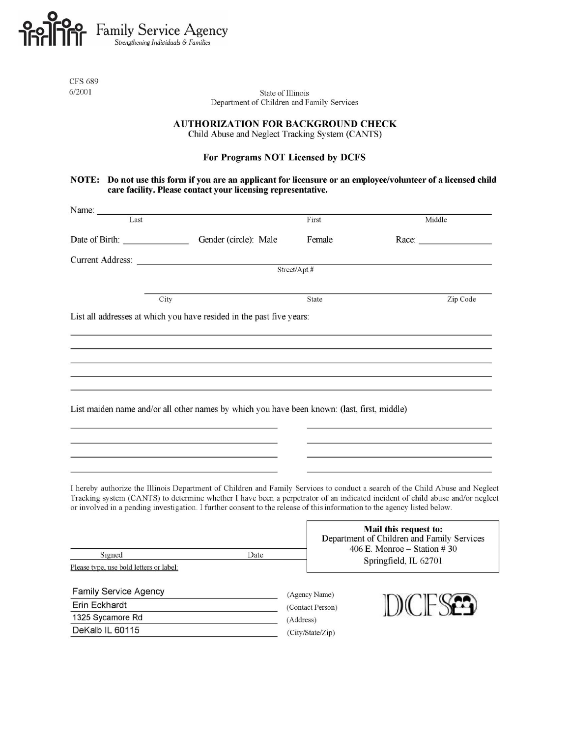Family Service Agency
*Strengthening Individuals & Families*

CFS 689
6/2001

State of Illinois
Department of Children and Family Services

## AUTHORIZATION FOR BACKGROUND CHECK

Child Abuse and Neglect Tracking System (CANTS)

### For Programs NOT Licensed by DCFS

**NOTE: Do not use this form if you are an applicant for licensure or an employee/volunteer of a licensed child care facility. Please contact your licensing representative.**

Name: ______________________________________________
Last First Middle

Date of Birth: ____________ Gender (circle): Male Female Race: ____________

Current Address: ______________________________________________
Street/Apt #

______________________________________________
City State Zip Code

List all addresses at which you have resided in the past five years:

______________________________________________

______________________________________________

______________________________________________

______________________________________________

______________________________________________

List maiden name and/or all other names by which you have been known: (last, first, middle)

______________________ ______________________

______________________ ______________________

______________________ ______________________

______________________ ______________________

I hereby authorize the Illinois Department of Children and Family Services to conduct a search of the Child Abuse and Neglect Tracking system (CANTS) to determine whether I have been a perpetrator of an indicated incident of child abuse and/or neglect or involved in a pending investigation. I further consent to the release of this information to the agency listed below.

______________________________________________
Signed Date

**Mail this request to:**
Department of Children and Family Services
406 E. Monroe – Station # 30
Springfield, IL 62701

Please type, use bold letters or label:

Family Service Agency (Agency Name)
Erin Eckhardt (Contact Person)
1325 Sycamore Rd (Address)
DeKalb IL 60115 (City/State/Zip)

DCFS